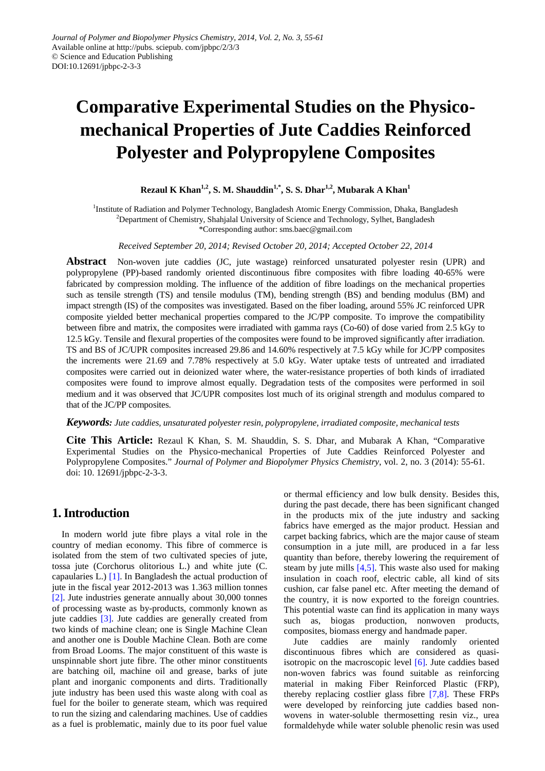*Journal of Polymer and Biopolymer Physics Chemistry, 2014, Vol. 2, No. 3, 55-61*
Available online at http://pubs. sciepub. com/jpbpc/2/3/3
© Science and Education Publishing
DOI:10.12691/jpbpc-2-3-3

# Comparative Experimental Studies on the Physico-mechanical Properties of Jute Caddies Reinforced Polyester and Polypropylene Composites

**Rezaul K Khan[1,2], S. M. Shauddin[1,*], S. S. Dhar[1,2], Mubarak A Khan[1]**

[1]Institute of Radiation and Polymer Technology, Bangladesh Atomic Energy Commission, Dhaka, Bangladesh
[2]Department of Chemistry, Shahjalal University of Science and Technology, Sylhet, Bangladesh
*Corresponding author: sms.baec@gmail.com

*Received September 20, 2014; Revised October 20, 2014; Accepted October 22, 2014*

**Abstract** Non-woven jute caddies (JC, jute wastage) reinforced unsaturated polyester resin (UPR) and polypropylene (PP)-based randomly oriented discontinuous fibre composites with fibre loading 40-65% were fabricated by compression molding. The influence of the addition of fibre loadings on the mechanical properties such as tensile strength (TS) and tensile modulus (TM), bending strength (BS) and bending modulus (BM) and impact strength (IS) of the composites was investigated. Based on the fiber loading, around 55% JC reinforced UPR composite yielded better mechanical properties compared to the JC/PP composite. To improve the compatibility between fibre and matrix, the composites were irradiated with gamma rays (Co-60) of dose varied from 2.5 kGy to 12.5 kGy. Tensile and flexural properties of the composites were found to be improved significantly after irradiation. TS and BS of JC/UPR composites increased 29.86 and 14.60% respectively at 7.5 kGy while for JC/PP composites the increments were 21.69 and 7.78% respectively at 5.0 kGy. Water uptake tests of untreated and irradiated composites were carried out in deionized water where, the water-resistance properties of both kinds of irradiated composites were found to improve almost equally. Degradation tests of the composites were performed in soil medium and it was observed that JC/UPR composites lost much of its original strength and modulus compared to that of the JC/PP composites.

***Keywords:*** *Jute caddies, unsaturated polyester resin, polypropylene, irradiated composite, mechanical tests*

**Cite This Article:** Rezaul K Khan, S. M. Shauddin, S. S. Dhar, and Mubarak A Khan, "Comparative Experimental Studies on the Physico-mechanical Properties of Jute Caddies Reinforced Polyester and Polypropylene Composites." *Journal of Polymer and Biopolymer Physics Chemistry*, vol. 2, no. 3 (2014): 55-61. doi: 10. 12691/jpbpc-2-3-3.

## 1. Introduction

In modern world jute fibre plays a vital role in the country of median economy. This fibre of commerce is isolated from the stem of two cultivated species of jute, tossa jute (Corchorus olitorious L.) and white jute (C. capaularies L.) [1]. In Bangladesh the actual production of jute in the fiscal year 2012-2013 was 1.363 million tonnes [2]. Jute industries generate annually about 30,000 tonnes of processing waste as by-products, commonly known as jute caddies [3]. Jute caddies are generally created from two kinds of machine clean; one is Single Machine Clean and another one is Double Machine Clean. Both are come from Broad Looms. The major constituent of this waste is unspinnable short jute fibre. The other minor constituents are batching oil, machine oil and grease, barks of jute plant and inorganic components and dirts. Traditionally jute industry has been used this waste along with coal as fuel for the boiler to generate steam, which was required to run the sizing and calendaring machines. Use of caddies as a fuel is problematic, mainly due to its poor fuel value or thermal efficiency and low bulk density. Besides this, during the past decade, there has been significant changed in the products mix of the jute industry and sacking fabrics have emerged as the major product. Hessian and carpet backing fabrics, which are the major cause of steam consumption in a jute mill, are produced in a far less quantity than before, thereby lowering the requirement of steam by jute mills [4,5]. This waste also used for making insulation in coach roof, electric cable, all kind of sits cushion, car false panel etc. After meeting the demand of the country, it is now exported to the foreign countries. This potential waste can find its application in many ways such as, biogas production, nonwoven products, composites, biomass energy and handmade paper.

Jute caddies are mainly randomly oriented discontinuous fibres which are considered as quasi-isotropic on the macroscopic level [6]. Jute caddies based non-woven fabrics was found suitable as reinforcing material in making Fiber Reinforced Plastic (FRP), thereby replacing costlier glass fibre [7,8]. These FRPs were developed by reinforcing jute caddies based non-wovens in water-soluble thermosetting resin viz., urea formaldehyde while water soluble phenolic resin was used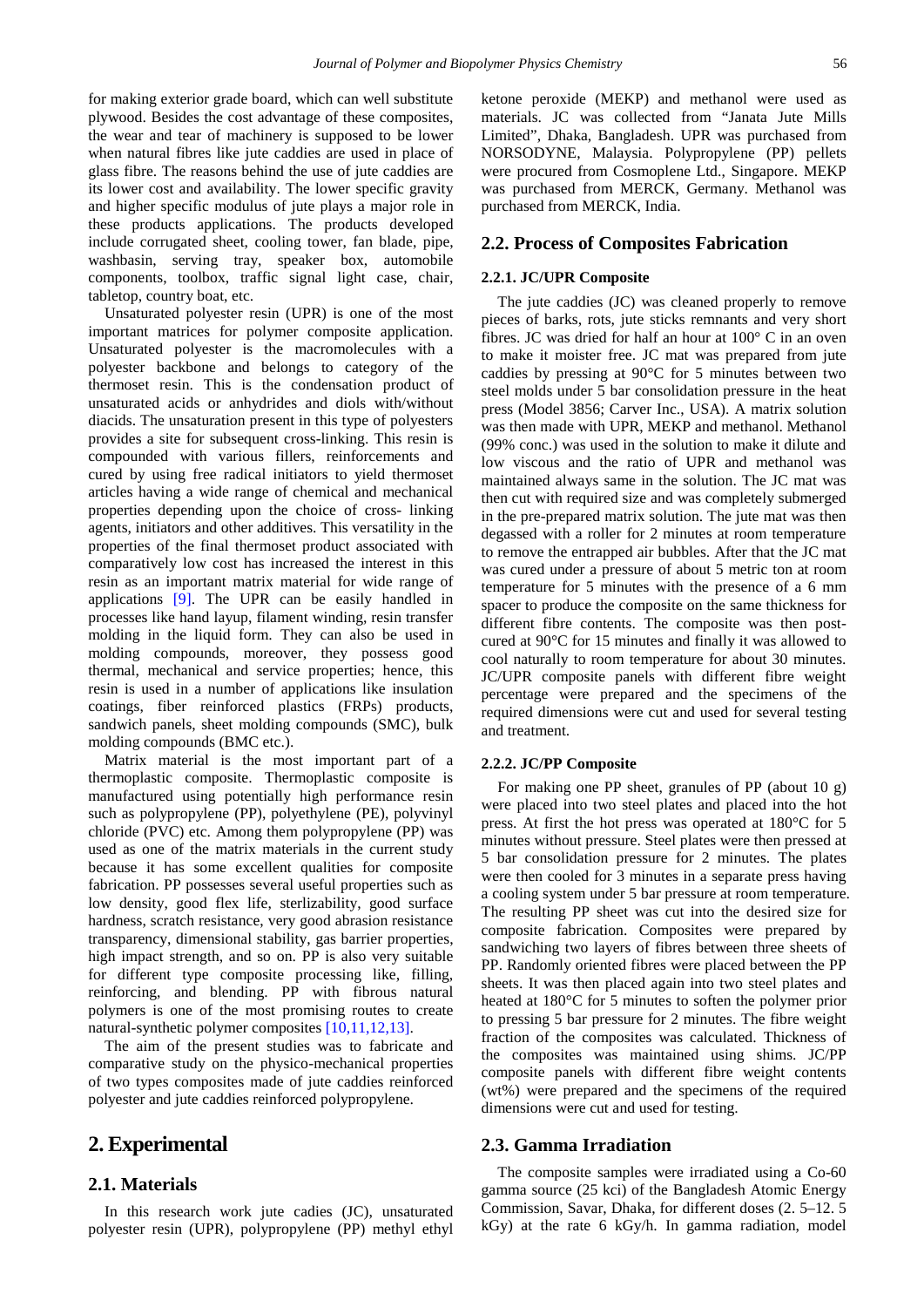for making exterior grade board, which can well substitute plywood. Besides the cost advantage of these composites, the wear and tear of machinery is supposed to be lower when natural fibres like jute caddies are used in place of glass fibre. The reasons behind the use of jute caddies are its lower cost and availability. The lower specific gravity and higher specific modulus of jute plays a major role in these products applications. The products developed include corrugated sheet, cooling tower, fan blade, pipe, washbasin, serving tray, speaker box, automobile components, toolbox, traffic signal light case, chair, tabletop, country boat, etc.

Unsaturated polyester resin (UPR) is one of the most important matrices for polymer composite application. Unsaturated polyester is the macromolecules with a polyester backbone and belongs to category of the thermoset resin. This is the condensation product of unsaturated acids or anhydrides and diols with/without diacids. The unsaturation present in this type of polyesters provides a site for subsequent cross-linking. This resin is compounded with various fillers, reinforcements and cured by using free radical initiators to yield thermoset articles having a wide range of chemical and mechanical properties depending upon the choice of cross- linking agents, initiators and other additives. This versatility in the properties of the final thermoset product associated with comparatively low cost has increased the interest in this resin as an important matrix material for wide range of applications [9]. The UPR can be easily handled in processes like hand layup, filament winding, resin transfer molding in the liquid form. They can also be used in molding compounds, moreover, they possess good thermal, mechanical and service properties; hence, this resin is used in a number of applications like insulation coatings, fiber reinforced plastics (FRPs) products, sandwich panels, sheet molding compounds (SMC), bulk molding compounds (BMC etc.).

Matrix material is the most important part of a thermoplastic composite. Thermoplastic composite is manufactured using potentially high performance resin such as polypropylene (PP), polyethylene (PE), polyvinyl chloride (PVC) etc. Among them polypropylene (PP) was used as one of the matrix materials in the current study because it has some excellent qualities for composite fabrication. PP possesses several useful properties such as low density, good flex life, sterlizability, good surface hardness, scratch resistance, very good abrasion resistance transparency, dimensional stability, gas barrier properties, high impact strength, and so on. PP is also very suitable for different type composite processing like, filling, reinforcing, and blending. PP with fibrous natural polymers is one of the most promising routes to create natural-synthetic polymer composites [10,11,12,13].

The aim of the present studies was to fabricate and comparative study on the physico-mechanical properties of two types composites made of jute caddies reinforced polyester and jute caddies reinforced polypropylene.

# 2. Experimental

## 2.1. Materials

In this research work jute cadies (JC), unsaturated polyester resin (UPR), polypropylene (PP) methyl ethyl ketone peroxide (MEKP) and methanol were used as materials. JC was collected from "Janata Jute Mills Limited", Dhaka, Bangladesh. UPR was purchased from NORSODYNE, Malaysia. Polypropylene (PP) pellets were procured from Cosmoplene Ltd., Singapore. MEKP was purchased from MERCK, Germany. Methanol was purchased from MERCK, India.

## 2.2. Process of Composites Fabrication

### 2.2.1. JC/UPR Composite

The jute caddies (JC) was cleaned properly to remove pieces of barks, rots, jute sticks remnants and very short fibres. JC was dried for half an hour at 100° C in an oven to make it moister free. JC mat was prepared from jute caddies by pressing at 90°C for 5 minutes between two steel molds under 5 bar consolidation pressure in the heat press (Model 3856; Carver Inc., USA). A matrix solution was then made with UPR, MEKP and methanol. Methanol (99% conc.) was used in the solution to make it dilute and low viscous and the ratio of UPR and methanol was maintained always same in the solution. The JC mat was then cut with required size and was completely submerged in the pre-prepared matrix solution. The jute mat was then degassed with a roller for 2 minutes at room temperature to remove the entrapped air bubbles. After that the JC mat was cured under a pressure of about 5 metric ton at room temperature for 5 minutes with the presence of a 6 mm spacer to produce the composite on the same thickness for different fibre contents. The composite was then post-cured at 90°C for 15 minutes and finally it was allowed to cool naturally to room temperature for about 30 minutes. JC/UPR composite panels with different fibre weight percentage were prepared and the specimens of the required dimensions were cut and used for several testing and treatment.

### 2.2.2. JC/PP Composite

For making one PP sheet, granules of PP (about 10 g) were placed into two steel plates and placed into the hot press. At first the hot press was operated at 180°C for 5 minutes without pressure. Steel plates were then pressed at 5 bar consolidation pressure for 2 minutes. The plates were then cooled for 3 minutes in a separate press having a cooling system under 5 bar pressure at room temperature. The resulting PP sheet was cut into the desired size for composite fabrication. Composites were prepared by sandwiching two layers of fibres between three sheets of PP. Randomly oriented fibres were placed between the PP sheets. It was then placed again into two steel plates and heated at 180°C for 5 minutes to soften the polymer prior to pressing 5 bar pressure for 2 minutes. The fibre weight fraction of the composites was calculated. Thickness of the composites was maintained using shims. JC/PP composite panels with different fibre weight contents (wt%) were prepared and the specimens of the required dimensions were cut and used for testing.

## 2.3. Gamma Irradiation

The composite samples were irradiated using a Co-60 gamma source (25 kci) of the Bangladesh Atomic Energy Commission, Savar, Dhaka, for different doses (2. 5–12. 5 kGy) at the rate 6 kGy/h. In gamma radiation, model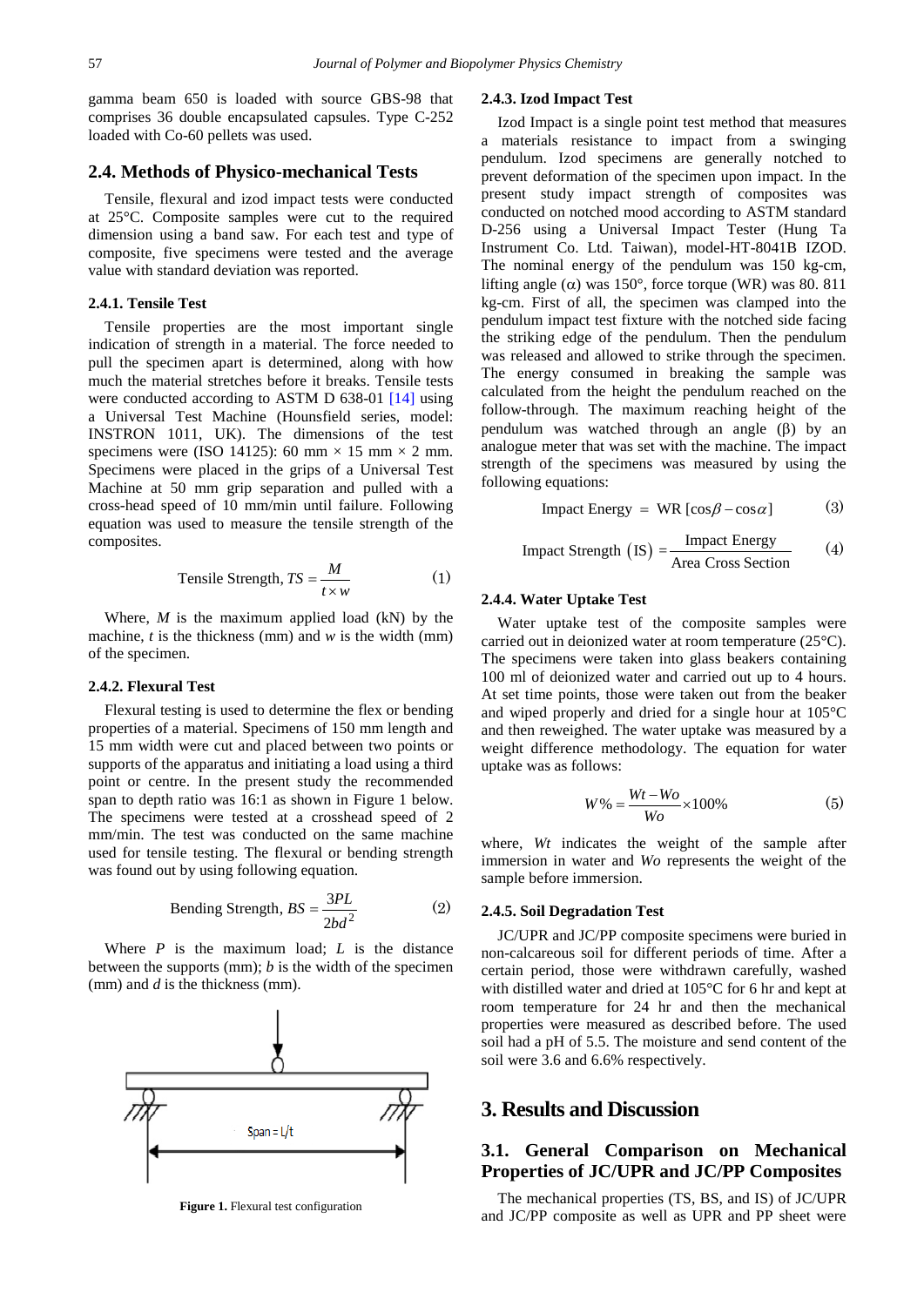gamma beam 650 is loaded with source GBS-98 that comprises 36 double encapsulated capsules. Type C-252 loaded with Co-60 pellets was used.

## 2.4. Methods of Physico-mechanical Tests

Tensile, flexural and izod impact tests were conducted at 25°C. Composite samples were cut to the required dimension using a band saw. For each test and type of composite, five specimens were tested and the average value with standard deviation was reported.

### 2.4.1. Tensile Test

Tensile properties are the most important single indication of strength in a material. The force needed to pull the specimen apart is determined, along with how much the material stretches before it breaks. Tensile tests were conducted according to ASTM D 638-01 [14] using a Universal Test Machine (Hounsfield series, model: INSTRON 1011, UK). The dimensions of the test specimens were (ISO 14125): 60 mm × 15 mm × 2 mm. Specimens were placed in the grips of a Universal Test Machine at 50 mm grip separation and pulled with a cross-head speed of 10 mm/min until failure. Following equation was used to measure the tensile strength of the composites.

$$\text{Tensile Strength, } TS = \frac{M}{t \times w} \qquad (1)$$

Where, $M$ is the maximum applied load (kN) by the machine, $t$ is the thickness (mm) and $w$ is the width (mm) of the specimen.

### 2.4.2. Flexural Test

Flexural testing is used to determine the flex or bending properties of a material. Specimens of 150 mm length and 15 mm width were cut and placed between two points or supports of the apparatus and initiating a load using a third point or centre. In the present study the recommended span to depth ratio was 16:1 as shown in Figure 1 below. The specimens were tested at a crosshead speed of 2 mm/min. The test was conducted on the same machine used for tensile testing. The flexural or bending strength was found out by using following equation.

$$\text{Bending Strength, } BS = \frac{3PL}{2bd^2} \qquad (2)$$

Where $P$ is the maximum load; $L$ is the distance between the supports (mm); $b$ is the width of the specimen (mm) and $d$ is the thickness (mm).

Span = L/t

**Figure 1.** Flexural test configuration

### 2.4.3. Izod Impact Test

Izod Impact is a single point test method that measures a materials resistance to impact from a swinging pendulum. Izod specimens are generally notched to prevent deformation of the specimen upon impact. In the present study impact strength of composites was conducted on notched mood according to ASTM standard D-256 using a Universal Impact Tester (Hung Ta Instrument Co. Ltd. Taiwan), model-HT-8041B IZOD. The nominal energy of the pendulum was 150 kg-cm, lifting angle ($\alpha$) was 150°, force torque (WR) was 80. 811 kg-cm. First of all, the specimen was clamped into the pendulum impact test fixture with the notched side facing the striking edge of the pendulum. Then the pendulum was released and allowed to strike through the specimen. The energy consumed in breaking the sample was calculated from the height the pendulum reached on the follow-through. The maximum reaching height of the pendulum was watched through an angle ($\beta$) by an analogue meter that was set with the machine. The impact strength of the specimens was measured by using the following equations:

$$\text{Impact Energy} = \text{WR}\left[\cos\beta - \cos\alpha\right] \qquad (3)$$

$$\text{Impact Strength (IS)} = \frac{\text{Impact Energy}}{\text{Area Cross Section}} \qquad (4)$$

### 2.4.4. Water Uptake Test

Water uptake test of the composite samples were carried out in deionized water at room temperature (25°C). The specimens were taken into glass beakers containing 100 ml of deionized water and carried out up to 4 hours. At set time points, those were taken out from the beaker and wiped properly and dried for a single hour at 105°C and then reweighed. The water uptake was measured by a weight difference methodology. The equation for water uptake was as follows:

$$W\% = \frac{Wt - Wo}{Wo} \times 100\% \qquad (5)$$

where, $Wt$ indicates the weight of the sample after immersion in water and $Wo$ represents the weight of the sample before immersion.

### 2.4.5. Soil Degradation Test

JC/UPR and JC/PP composite specimens were buried in non-calcareous soil for different periods of time. After a certain period, those were withdrawn carefully, washed with distilled water and dried at 105°C for 6 hr and kept at room temperature for 24 hr and then the mechanical properties were measured as described before. The used soil had a pH of 5.5. The moisture and send content of the soil were 3.6 and 6.6% respectively.

# 3. Results and Discussion

## 3.1. General Comparison on Mechanical Properties of JC/UPR and JC/PP Composites

The mechanical properties (TS, BS, and IS) of JC/UPR and JC/PP composite as well as UPR and PP sheet were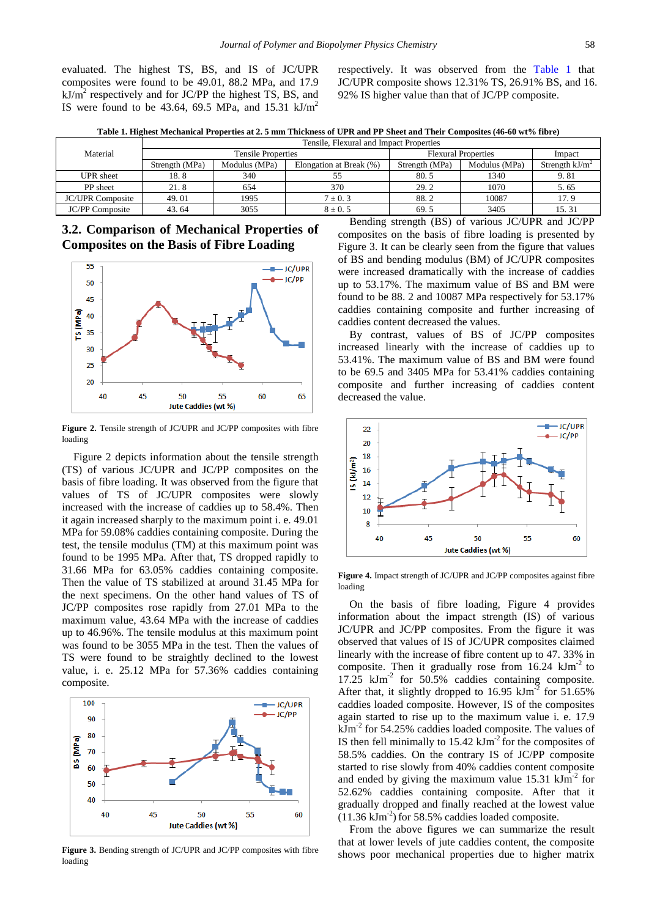evaluated. The highest TS, BS, and IS of JC/UPR composites were found to be 49.01, 88.2 MPa, and 17.9 $kJ/m^2$ respectively and for JC/PP the highest TS, BS, and IS were found to be 43.64, 69.5 MPa, and 15.31 $kJ/m^2$ respectively. It was observed from the Table 1 that JC/UPR composite shows 12.31% TS, 26.91% BS, and 16. 92% IS higher value than that of JC/PP composite.

**Table 1. Highest Mechanical Properties at 2. 5 mm Thickness of UPR and PP Sheet and Their Composites (46-60 wt% fibre)**

| Material | Tensile, Flexural and Impact Properties | | | | | |
|---|---|---|---|---|---|---|
| | Tensile Properties | | | Flexural Properties | | Impact |
| | Strength (MPa) | Modulus (MPa) | Elongation at Break (%) | Strength (MPa) | Modulus (MPa) | Strength $kJ/m^2$ |
| UPR sheet | 18. 8 | 340 | 55 | 80. 5 | 1340 | 9. 81 |
| PP sheet | 21. 8 | 654 | 370 | 29. 2 | 1070 | 5. 65 |
| JC/UPR Composite | 49. 01 | 1995 | 7 ± 0. 3 | 88. 2 | 10087 | 17. 9 |
| JC/PP Composite | 43. 64 | 3055 | 8 ± 0. 5 | 69. 5 | 3405 | 15. 31 |

### 3.2. Comparison of Mechanical Properties of Composites on the Basis of Fibre Loading

TS (MPa)
Jute Caddies (wt %)
JC/UPR
JC/PP
55 50 45 40 35 30 25 20
40 45 50 55 60 65

**Figure 2.** Tensile strength of JC/UPR and JC/PP composites with fibre loading

Figure 2 depicts information about the tensile strength (TS) of various JC/UPR and JC/PP composites on the basis of fibre loading. It was observed from the figure that values of TS of JC/UPR composites were slowly increased with the increase of caddies up to 58.4%. Then it again increased sharply to the maximum point i. e. 49.01 MPa for 59.08% caddies containing composite. During the test, the tensile modulus (TM) at this maximum point was found to be 1995 MPa. After that, TS dropped rapidly to 31.66 MPa for 63.05% caddies containing composite. Then the value of TS stabilized at around 31.45 MPa for the next specimens. On the other hand values of TS of JC/PP composites rose rapidly from 27.01 MPa to the maximum value, 43.64 MPa with the increase of caddies up to 46.96%. The tensile modulus at this maximum point was found to be 3055 MPa in the test. Then the values of TS were found to be straightly declined to the lowest value, i. e. 25.12 MPa for 57.36% caddies containing composite.

BS (MPa)
Jute Caddies (wt %)
JC/UPR
JC/PP
100 90 80 70 60 50 40
40 45 50 55 60

**Figure 3.** Bending strength of JC/UPR and JC/PP composites with fibre loading

Bending strength (BS) of various JC/UPR and JC/PP composites on the basis of fibre loading is presented by Figure 3. It can be clearly seen from the figure that values of BS and bending modulus (BM) of JC/UPR composites were increased dramatically with the increase of caddies up to 53.17%. The maximum value of BS and BM were found to be 88. 2 and 10087 MPa respectively for 53.17% caddies containing composite and further increasing of caddies content decreased the values.

By contrast, values of BS of JC/PP composites increased linearly with the increase of caddies up to 53.41%. The maximum value of BS and BM were found to be 69.5 and 3405 MPa for 53.41% caddies containing composite and further increasing of caddies content decreased the value.

IS ($kJ/m^2$)
Jute Caddies (wt %)
JC/UPR
JC/PP
22 20 18 16 14 12 10 8
40 45 50 55 60

**Figure 4.** Impact strength of JC/UPR and JC/PP composites against fibre loading

On the basis of fibre loading, Figure 4 provides information about the impact strength (IS) of various JC/UPR and JC/PP composites. From the figure it was observed that values of IS of JC/UPR composites claimed linearly with the increase of fibre content up to 47. 33% in composite. Then it gradually rose from 16.24 $kJm^{-2}$ to 17.25 $kJm^{-2}$ for 50.5% caddies containing composite. After that, it slightly dropped to 16.95 $kJm^{-2}$ for 51.65% caddies loaded composite. However, IS of the composites again started to rise up to the maximum value i. e. 17.9 $kJm^{-2}$ for 54.25% caddies loaded composite. The values of IS then fell minimally to 15.42 $kJm^{-2}$ for the composites of 58.5% caddies. On the contrary IS of JC/PP composite started to rise slowly from 40% caddies content composite and ended by giving the maximum value 15.31 $kJm^{-2}$ for 52.62% caddies containing composite. After that it gradually dropped and finally reached at the lowest value (11.36 $kJm^{-2}$) for 58.5% caddies loaded composite.

From the above figures we can summarize the result that at lower levels of jute caddies content, the composite shows poor mechanical properties due to higher matrix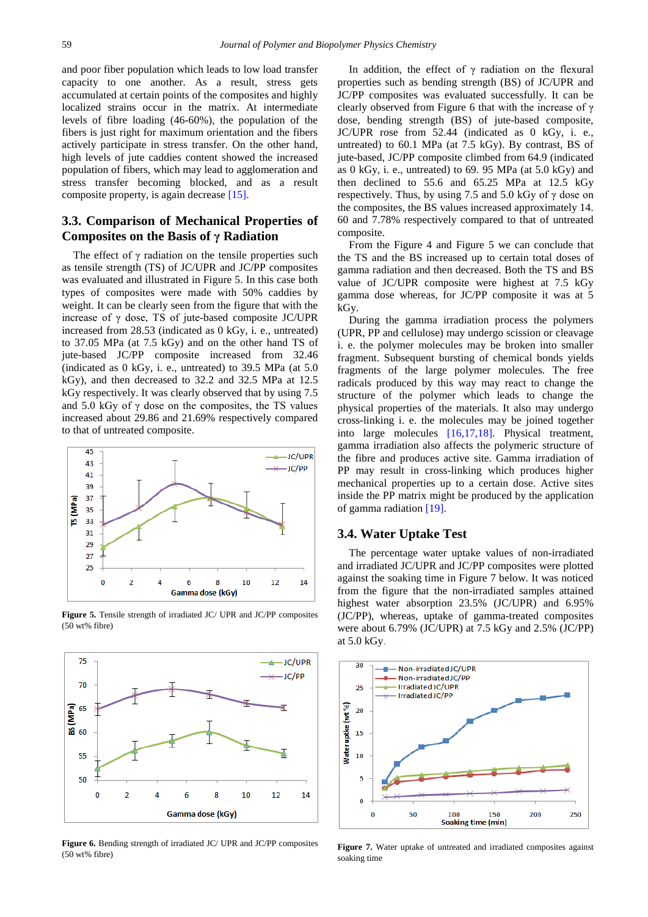and poor fiber population which leads to low load transfer capacity to one another. As a result, stress gets accumulated at certain points of the composites and highly localized strains occur in the matrix. At intermediate levels of fibre loading (46-60%), the population of the fibers is just right for maximum orientation and the fibers actively participate in stress transfer. On the other hand, high levels of jute caddies content showed the increased population of fibers, which may lead to agglomeration and stress transfer becoming blocked, and as a result composite property, is again decrease [15].

### 3.3. Comparison of Mechanical Properties of Composites on the Basis of γ Radiation

The effect of γ radiation on the tensile properties such as tensile strength (TS) of JC/UPR and JC/PP composites was evaluated and illustrated in Figure 5. In this case both types of composites were made with 50% caddies by weight. It can be clearly seen from the figure that with the increase of γ dose, TS of jute-based composite JC/UPR increased from 28.53 (indicated as 0 kGy, i. e., untreated) to 37.05 MPa (at 7.5 kGy) and on the other hand TS of jute-based JC/PP composite increased from 32.46 (indicated as 0 kGy, i. e., untreated) to 39.5 MPa (at 5.0 kGy), and then decreased to 32.2 and 32.5 MPa at 12.5 kGy respectively. It was clearly observed that by using 7.5 and 5.0 kGy of γ dose on the composites, the TS values increased about 29.86 and 21.69% respectively compared to that of untreated composite.

45
43
41
39
37
35
33
31
29
27
25
TS (MPa)
0 2 4 6 8 10 12 14
Gamma dose (kGy)
JC/UPR
JC/PP

**Figure 5.** Tensile strength of irradiated JC/ UPR and JC/PP composites (50 wt% fibre)

75
70
65
60
55
50
BS (MPa)
0 2 4 6 8 10 12 14
Gamma dose (kGy)
JC/UPR
JC/PP

**Figure 6.** Bending strength of irradiated JC/ UPR and JC/PP composites (50 wt% fibre)

In addition, the effect of γ radiation on the flexural properties such as bending strength (BS) of JC/UPR and JC/PP composites was evaluated successfully. It can be clearly observed from Figure 6 that with the increase of γ dose, bending strength (BS) of jute-based composite, JC/UPR rose from 52.44 (indicated as 0 kGy, i. e., untreated) to 60.1 MPa (at 7.5 kGy). By contrast, BS of jute-based, JC/PP composite climbed from 64.9 (indicated as 0 kGy, i. e., untreated) to 69. 95 MPa (at 5.0 kGy) and then declined to 55.6 and 65.25 MPa at 12.5 kGy respectively. Thus, by using 7.5 and 5.0 kGy of γ dose on the composites, the BS values increased approximately 14. 60 and 7.78% respectively compared to that of untreated composite.

From the Figure 4 and Figure 5 we can conclude that the TS and the BS increased up to certain total doses of gamma radiation and then decreased. Both the TS and BS value of JC/UPR composite were highest at 7.5 kGy gamma dose whereas, for JC/PP composite it was at 5 kGy.

During the gamma irradiation process the polymers (UPR, PP and cellulose) may undergo scission or cleavage i. e. the polymer molecules may be broken into smaller fragment. Subsequent bursting of chemical bonds yields fragments of the large polymer molecules. The free radicals produced by this way may react to change the structure of the polymer which leads to change the physical properties of the materials. It also may undergo cross-linking i. e. the molecules may be joined together into large molecules [16,17,18]. Physical treatment, gamma irradiation also affects the polymeric structure of the fibre and produces active site. Gamma irradiation of PP may result in cross-linking which produces higher mechanical properties up to a certain dose. Active sites inside the PP matrix might be produced by the application of gamma radiation [19].

### 3.4. Water Uptake Test

The percentage water uptake values of non-irradiated and irradiated JC/UPR and JC/PP composites were plotted against the soaking time in Figure 7 below. It was noticed from the figure that the non-irradiated samples attained highest water absorption 23.5% (JC/UPR) and 6.95% (JC/PP), whereas, uptake of gamma-treated composites were about 6.79% (JC/UPR) at 7.5 kGy and 2.5% (JC/PP) at 5.0 kGy.

30
25
20
15
10
5
0
Water uptake (wt %)
0 50 100 150 200 250
Soaking time (min)
Non-irradiated JC/UPR
Non-irradiated JC/PP
Irradiated JC/UPR
Irradiated JC/PP

**Figure 7.** Water uptake of untreated and irradiated composites against soaking time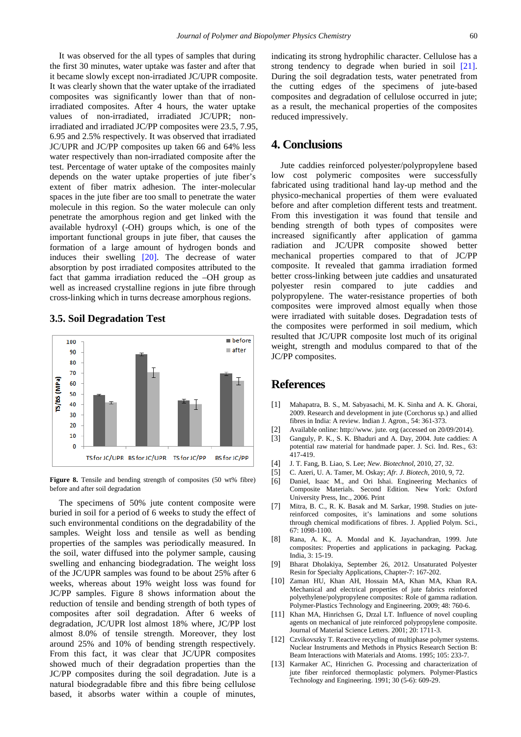It was observed for the all types of samples that during the first 30 minutes, water uptake was faster and after that it became slowly except non-irradiated JC/UPR composite. It was clearly shown that the water uptake of the irradiated composites was significantly lower than that of non-irradiated composites. After 4 hours, the water uptake values of non-irradiated, irradiated JC/UPR; non-irradiated and irradiated JC/PP composites were 23.5, 7.95, 6.95 and 2.5% respectively. It was observed that irradiated JC/UPR and JC/PP composites up taken 66 and 64% less water respectively than non-irradiated composite after the test. Percentage of water uptake of the composites mainly depends on the water uptake properties of jute fiber's extent of fiber matrix adhesion. The inter-molecular spaces in the jute fiber are too small to penetrate the water molecule in this region. So the water molecule can only penetrate the amorphous region and get linked with the available hydroxyl (-OH) groups which, is one of the important functional groups in jute fiber, that causes the formation of a large amount of hydrogen bonds and induces their swelling [20]. The decrease of water absorption by post irradiated composites attributed to the fact that gamma irradiation reduced the –OH group as well as increased crystalline regions in jute fibre through cross-linking which in turns decrease amorphous regions.

### 3.5. Soil Degradation Test

TS/BS (MPa)
100
90
80
70
60
50
40
30
20
10
0
before
after
TS for JC/UPR
BS for JC/UPR
TS for JC/PP
BS for JC/PP

**Figure 8.** Tensile and bending strength of composites (50 wt% fibre) before and after soil degradation

The specimens of 50% jute content composite were buried in soil for a period of 6 weeks to study the effect of such environmental conditions on the degradability of the samples. Weight loss and tensile as well as bending properties of the samples was periodically measured. In the soil, water diffused into the polymer sample, causing swelling and enhancing biodegradation. The weight loss of the JC/UPR samples was found to be about 25% after 6 weeks, whereas about 19% weight loss was found for JC/PP samples. Figure 8 shows information about the reduction of tensile and bending strength of both types of composites after soil degradation. After 6 weeks of degradation, JC/UPR lost almost 18% where, JC/PP lost almost 8.0% of tensile strength. Moreover, they lost around 25% and 10% of bending strength respectively. From this fact, it was clear that JC/UPR composites showed much of their degradation properties than the JC/PP composites during the soil degradation. Jute is a natural biodegradable fibre and this fibre being cellulose based, it absorbs water within a couple of minutes, indicating its strong hydrophilic character. Cellulose has a strong tendency to degrade when buried in soil [21]. During the soil degradation tests, water penetrated from the cutting edges of the specimens of jute-based composites and degradation of cellulose occurred in jute; as a result, the mechanical properties of the composites reduced impressively.

## 4. Conclusions

Jute caddies reinforced polyester/polypropylene based low cost polymeric composites were successfully fabricated using traditional hand lay-up method and the physico-mechanical properties of them were evaluated before and after completion different tests and treatment. From this investigation it was found that tensile and bending strength of both types of composites were increased significantly after application of gamma radiation and JC/UPR composite showed better mechanical properties compared to that of JC/PP composite. It revealed that gamma irradiation formed better cross-linking between jute caddies and unsaturated polyester resin compared to jute caddies and polypropylene. The water-resistance properties of both composites were improved almost equally when those were irradiated with suitable doses. Degradation tests of the composites were performed in soil medium, which resulted that JC/UPR composite lost much of its original weight, strength and modulus compared to that of the JC/PP composites.

## References

[1] Mahapatra, B. S., M. Sabyasachi, M. K. Sinha and A. K. Ghorai, 2009. Research and development in jute (Corchorus sp.) and allied fibres in India: A review. Indian J. Agron., 54: 361-373.

[2] Available online: http://www. jute. org (accessed on 20/09/2014).

[3] Ganguly, P. K., S. K. Bhaduri and A. Day, 2004. Jute caddies: A potential raw material for handmade paper. J. Sci. Ind. Res., 63: 417-419.

[4] J. T. Fang, B. Liao, S. Lee; *New. Biotechnol*, 2010, 27, 32.

[5] C. Azeri, U. A. Tamer, M. Oskay; *Afr. J. Biotech*, 2010, 9, 72.

[6] Daniel, Isaac M., and Ori Ishai. Engineering Mechanics of Composite Materials. Second Edition. New York: Oxford University Press, Inc., 2006. Print

[7] Mitra, B. C., R. K. Basak and M. Sarkar, 1998. Studies on jute-reinforced composites, it's laminations and some solutions through chemical modifications of fibres. J. Applied Polym. Sci., 67: 1098-1100.

[8] Rana, A. K., A. Mondal and K. Jayachandran, 1999. Jute composites: Properties and applications in packaging. Packag. India, 3: 15-19.

[9] Bharat Dholakiya, September 26, 2012. Unsaturated Polyester Resin for Specialty Applications, Chapter-7: 167-202.

[10] Zaman HU, Khan AH, Hossain MA, Khan MA, Khan RA. Mechanical and electrical properties of jute fabrics reinforced polyethylene/polypropylene composites: Role of gamma radiation. Polymer-Plastics Technology and Engineering. 2009; 48: 760-6.

[11] Khan MA, Hinrichsen G, Drzal LT. Influence of novel coupling agents on mechanical of jute reinforced polypropylene composite. Journal of Material Science Letters. 2001; 20: 1711-3.

[12] Czvikovszky T. Reactive recycling of multiphase polymer systems. Nuclear Instruments and Methods in Physics Research Section B: Beam Interactions with Materials and Atoms. 1995; 105: 233-7.

[13] Karmaker AC, Hinrichen G. Processing and characterization of jute fiber reinforced thermoplastic polymers. Polymer-Plastics Technology and Engineering. 1991; 30 (5-6): 609-29.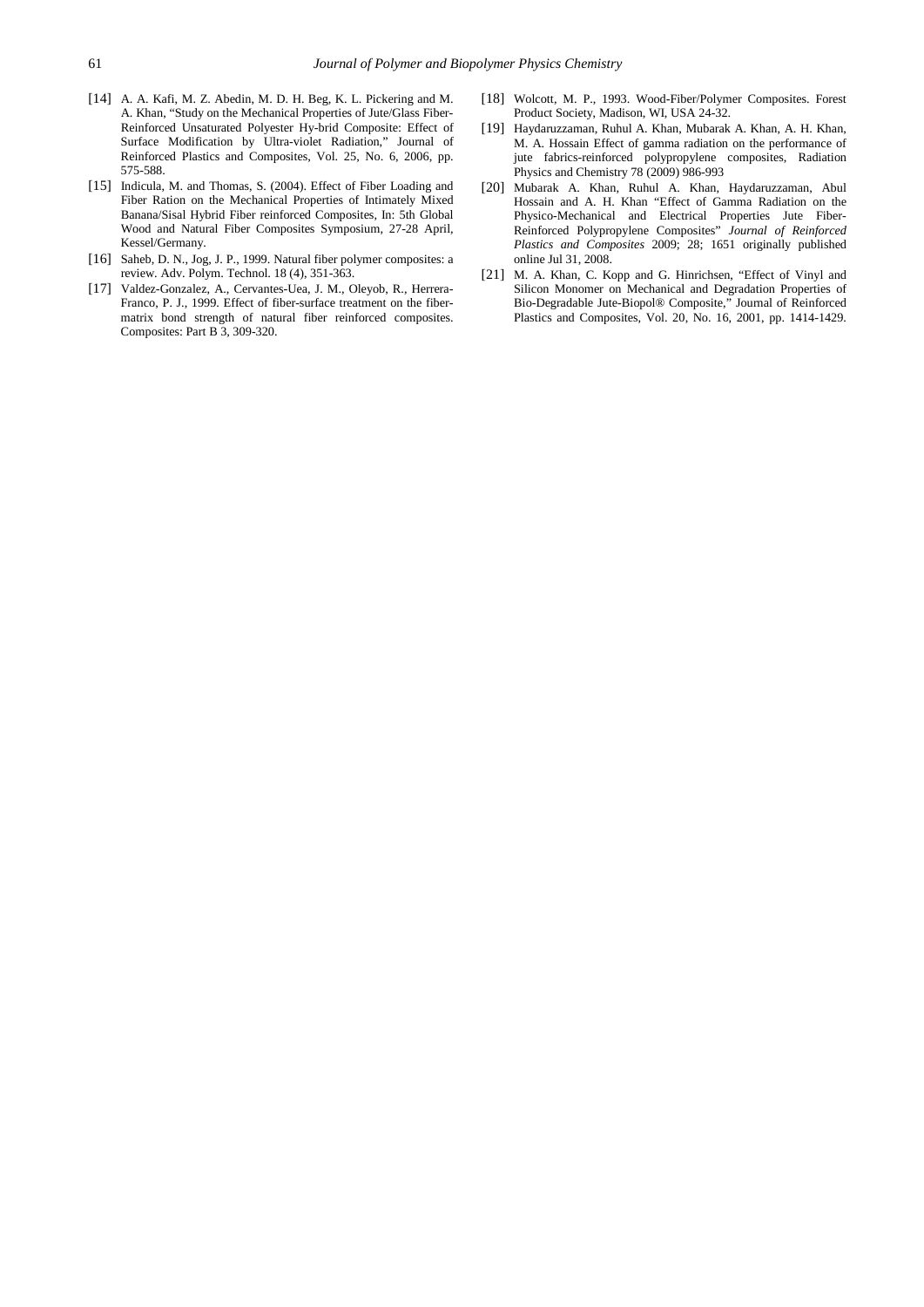[14] A. A. Kafi, M. Z. Abedin, M. D. H. Beg, K. L. Pickering and M. A. Khan, "Study on the Mechanical Properties of Jute/Glass Fiber-Reinforced Unsaturated Polyester Hy-brid Composite: Effect of Surface Modification by Ultra-violet Radiation," Journal of Reinforced Plastics and Composites, Vol. 25, No. 6, 2006, pp. 575-588.

[15] Indicula, M. and Thomas, S. (2004). Effect of Fiber Loading and Fiber Ration on the Mechanical Properties of Intimately Mixed Banana/Sisal Hybrid Fiber reinforced Composites, In: 5th Global Wood and Natural Fiber Composites Symposium, 27-28 April, Kessel/Germany.

[16] Saheb, D. N., Jog, J. P., 1999. Natural fiber polymer composites: a review. Adv. Polym. Technol. 18 (4), 351-363.

[17] Valdez-Gonzalez, A., Cervantes-Uea, J. M., Oleyob, R., Herrera-Franco, P. J., 1999. Effect of fiber-surface treatment on the fiber-matrix bond strength of natural fiber reinforced composites. Composites: Part B 3, 309-320.

[18] Wolcott, M. P., 1993. Wood-Fiber/Polymer Composites. Forest Product Society, Madison, WI, USA 24-32.

[19] Haydaruzzaman, Ruhul A. Khan, Mubarak A. Khan, A. H. Khan, M. A. Hossain Effect of gamma radiation on the performance of jute fabrics-reinforced polypropylene composites, Radiation Physics and Chemistry 78 (2009) 986-993

[20] Mubarak A. Khan, Ruhul A. Khan, Haydaruzzaman, Abul Hossain and A. H. Khan "Effect of Gamma Radiation on the Physico-Mechanical and Electrical Properties Jute Fiber-Reinforced Polypropylene Composites" *Journal of Reinforced Plastics and Composites* 2009; 28; 1651 originally published online Jul 31, 2008.

[21] M. A. Khan, C. Kopp and G. Hinrichsen, "Effect of Vinyl and Silicon Monomer on Mechanical and Degradation Properties of Bio-Degradable Jute-Biopol® Composite," Journal of Reinforced Plastics and Composites, Vol. 20, No. 16, 2001, pp. 1414-1429.